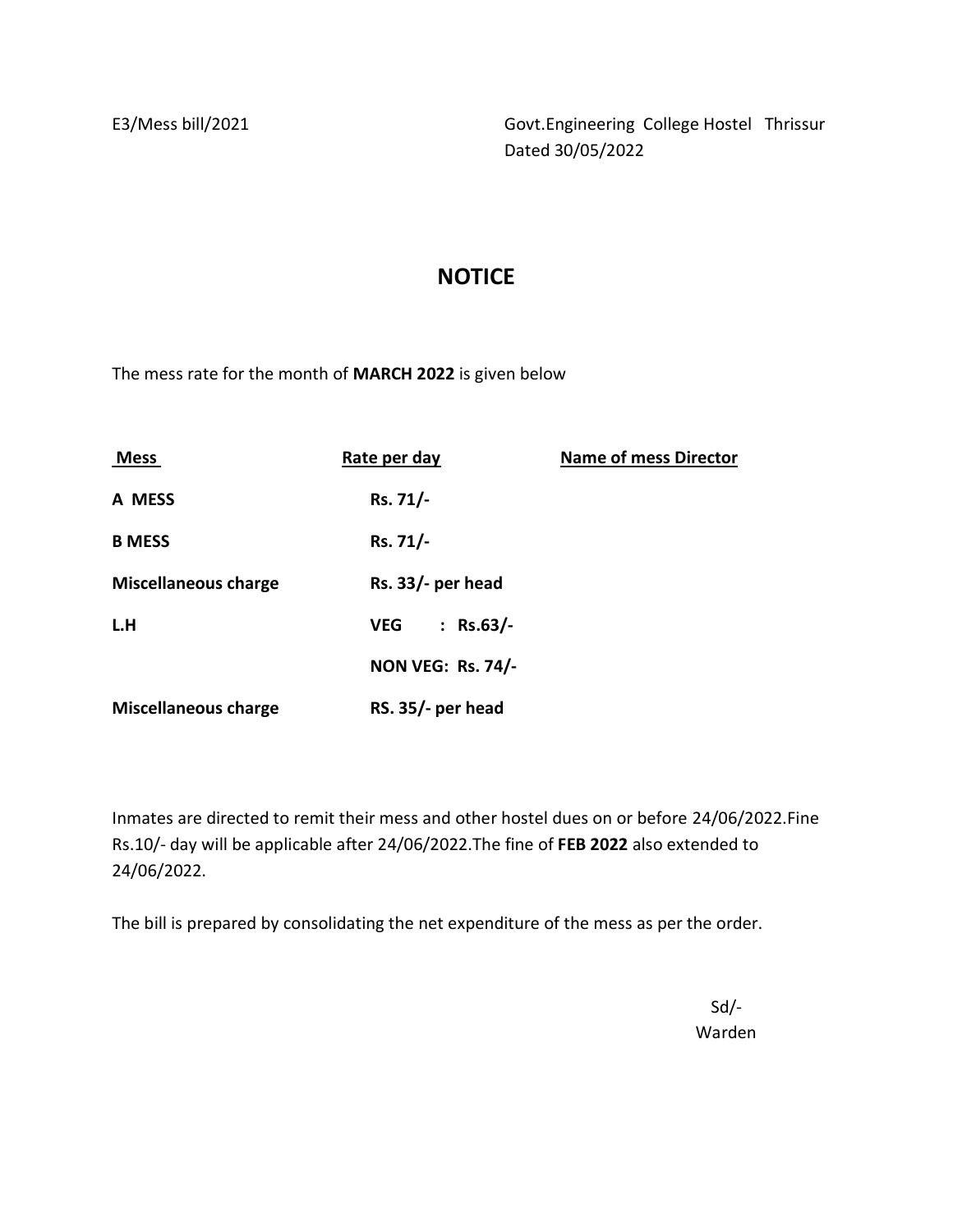E3/Mess bill/2021

Govt.Engineering College Hostel Thrissur
Dated 30/05/2022

# NOTICE

The mess rate for the month of **MARCH 2022** is given below

| Mess | Rate per day | Name of mess Director |
|---|---|---|
| **A MESS** | **Rs. 71/-** | |
| **B MESS** | **Rs. 71/-** | |
| **Miscellaneous charge** | **Rs. 33/- per head** | |
| **L.H** | **VEG : Rs.63/-** | |
| | **NON VEG: Rs. 74/-** | |
| **Miscellaneous charge** | **RS. 35/- per head** | |

Inmates are directed to remit their mess and other hostel dues on or before 24/06/2022.Fine Rs.10/- day will be applicable after 24/06/2022.The fine of **FEB 2022** also extended to 24/06/2022.

The bill is prepared by consolidating the net expenditure of the mess as per the order.

Sd/-
Warden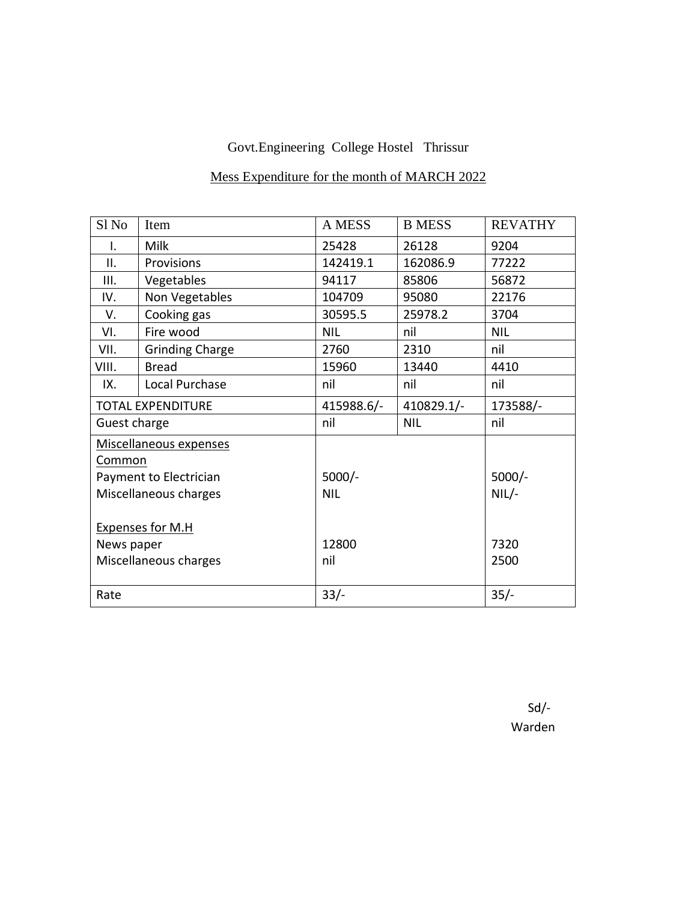Govt.Engineering College Hostel Thrissur

Mess Expenditure for the month of MARCH 2022

| Sl No | Item | A MESS | B MESS | REVATHY |
|---|---|---|---|---|
| I. | Milk | 25428 | 26128 | 9204 |
| II. | Provisions | 142419.1 | 162086.9 | 77222 |
| III. | Vegetables | 94117 | 85806 | 56872 |
| IV. | Non Vegetables | 104709 | 95080 | 22176 |
| V. | Cooking gas | 30595.5 | 25978.2 | 3704 |
| VI. | Fire wood | NIL | nil | NIL |
| VII. | Grinding Charge | 2760 | 2310 | nil |
| VIII. | Bread | 15960 | 13440 | 4410 |
| IX. | Local Purchase | nil | nil | nil |
| TOTAL EXPENDITURE | | 415988.6/- | 410829.1/- | 173588/- |
| Guest charge | | nil | NIL | nil |
| Miscellaneous expenses | | | | |
| Common | | | | |
| Payment to Electrician | | 5000/- | | 5000/- |
| Miscellaneous charges | | NIL | | NIL/- |
| Expenses for M.H | | | | |
| News paper | | 12800 | | 7320 |
| Miscellaneous charges | | nil | | 2500 |
| Rate | | 33/- | | 35/- |

Sd/-
Warden